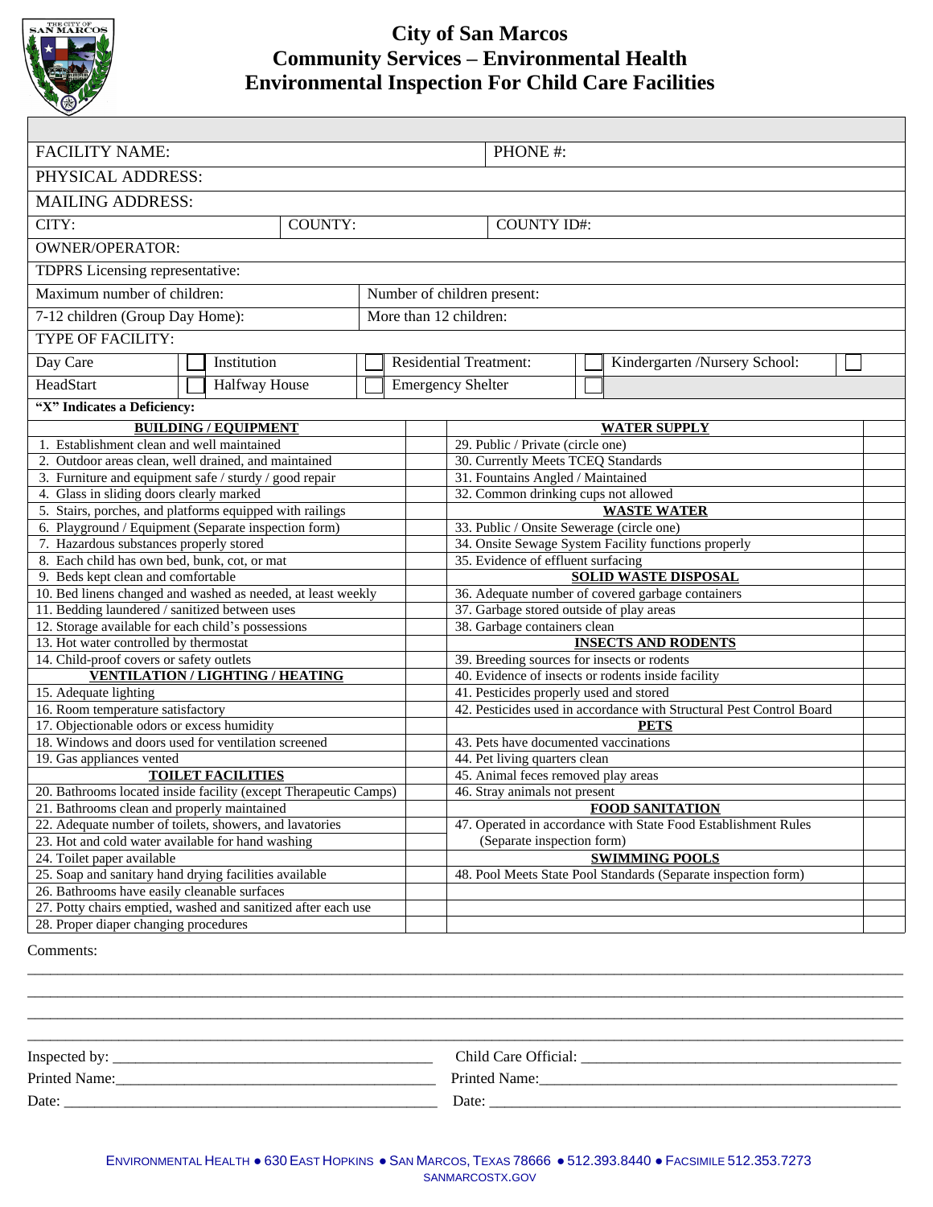# City of San Marcos
## Community Services – Environmental Health
## Environmental Inspection For Child Care Facilities

| | | | |
|---|---|---|---|
| FACILITY NAME: | | PHONE #: | |
| PHYSICAL ADDRESS: | | | |
| MAILING ADDRESS: | | | |
| CITY: | COUNTY: | COUNTY ID#: | |
| OWNER/OPERATOR: | | | |
| TDPRS Licensing representative: | | | |
| Maximum number of children: | | Number of children present: | |
| 7-12 children (Group Day Home): | | More than 12 children: | |
| TYPE OF FACILITY: | | | |

| | | | | | | | |
|---|---|---|---|---|---|---|---|
| Day Care | ☐ | Institution | ☐ | Residential Treatment: | ☐ | Kindergarten /Nursery School: | ☐ |
| HeadStart | ☐ | Halfway House | ☐ | Emergency Shelter | ☐ | | |

**"X" Indicates a Deficiency:**

| BUILDING / EQUIPMENT | | WATER SUPPLY | |
|---|---|---|---|
| 1. Establishment clean and well maintained | | 29. Public / Private (circle one) | |
| 2. Outdoor areas clean, well drained, and maintained | | 30. Currently Meets TCEQ Standards | |
| 3. Furniture and equipment safe / sturdy / good repair | | 31. Fountains Angled / Maintained | |
| 4. Glass in sliding doors clearly marked | | 32. Common drinking cups not allowed | |
| 5. Stairs, porches, and platforms equipped with railings | | **WASTE WATER** | |
| 6. Playground / Equipment (Separate inspection form) | | 33. Public / Onsite Sewerage (circle one) | |
| 7. Hazardous substances properly stored | | 34. Onsite Sewage System Facility functions properly | |
| 8. Each child has own bed, bunk, cot, or mat | | 35. Evidence of effluent surfacing | |
| 9. Beds kept clean and comfortable | | **SOLID WASTE DISPOSAL** | |
| 10. Bed linens changed and washed as needed, at least weekly | | 36. Adequate number of covered garbage containers | |
| 11. Bedding laundered / sanitized between uses | | 37. Garbage stored outside of play areas | |
| 12. Storage available for each child's possessions | | 38. Garbage containers clean | |
| 13. Hot water controlled by thermostat | | **INSECTS AND RODENTS** | |
| 14. Child-proof covers or safety outlets | | 39. Breeding sources for insects or rodents | |
| **VENTILATION / LIGHTING / HEATING** | | 40. Evidence of insects or rodents inside facility | |
| 15. Adequate lighting | | 41. Pesticides properly used and stored | |
| 16. Room temperature satisfactory | | 42. Pesticides used in accordance with Structural Pest Control Board | |
| 17. Objectionable odors or excess humidity | | **PETS** | |
| 18. Windows and doors used for ventilation screened | | 43. Pets have documented vaccinations | |
| 19. Gas appliances vented | | 44. Pet living quarters clean | |
| **TOILET FACILITIES** | | 45. Animal feces removed play areas | |
| 20. Bathrooms located inside facility (except Therapeutic Camps) | | 46. Stray animals not present | |
| 21. Bathrooms clean and properly maintained | | **FOOD SANITATION** | |
| 22. Adequate number of toilets, showers, and lavatories | | 47. Operated in accordance with State Food Establishment Rules | |
| 23. Hot and cold water available for hand washing | | (Separate inspection form) | |
| 24. Toilet paper available | | **SWIMMING POOLS** | |
| 25. Soap and sanitary hand drying facilities available | | 48. Pool Meets State Pool Standards (Separate inspection form) | |
| 26. Bathrooms have easily cleanable surfaces | | | |
| 27. Potty chairs emptied, washed and sanitized after each use | | | |
| 28. Proper diaper changing procedures | | | |

Comments: ____________________________________________

____________________________________________

____________________________________________

____________________________________________

Inspected by: ______________________ Child Care Official: ______________________

Printed Name: ______________________ Printed Name: ______________________

Date: ______________________ Date: ______________________

ENVIRONMENTAL HEALTH ● 630 EAST HOPKINS ● SAN MARCOS, TEXAS 78666 ● 512.393.8440 ● FACSIMILE 512.353.7273
SANMARCOSTX.GOV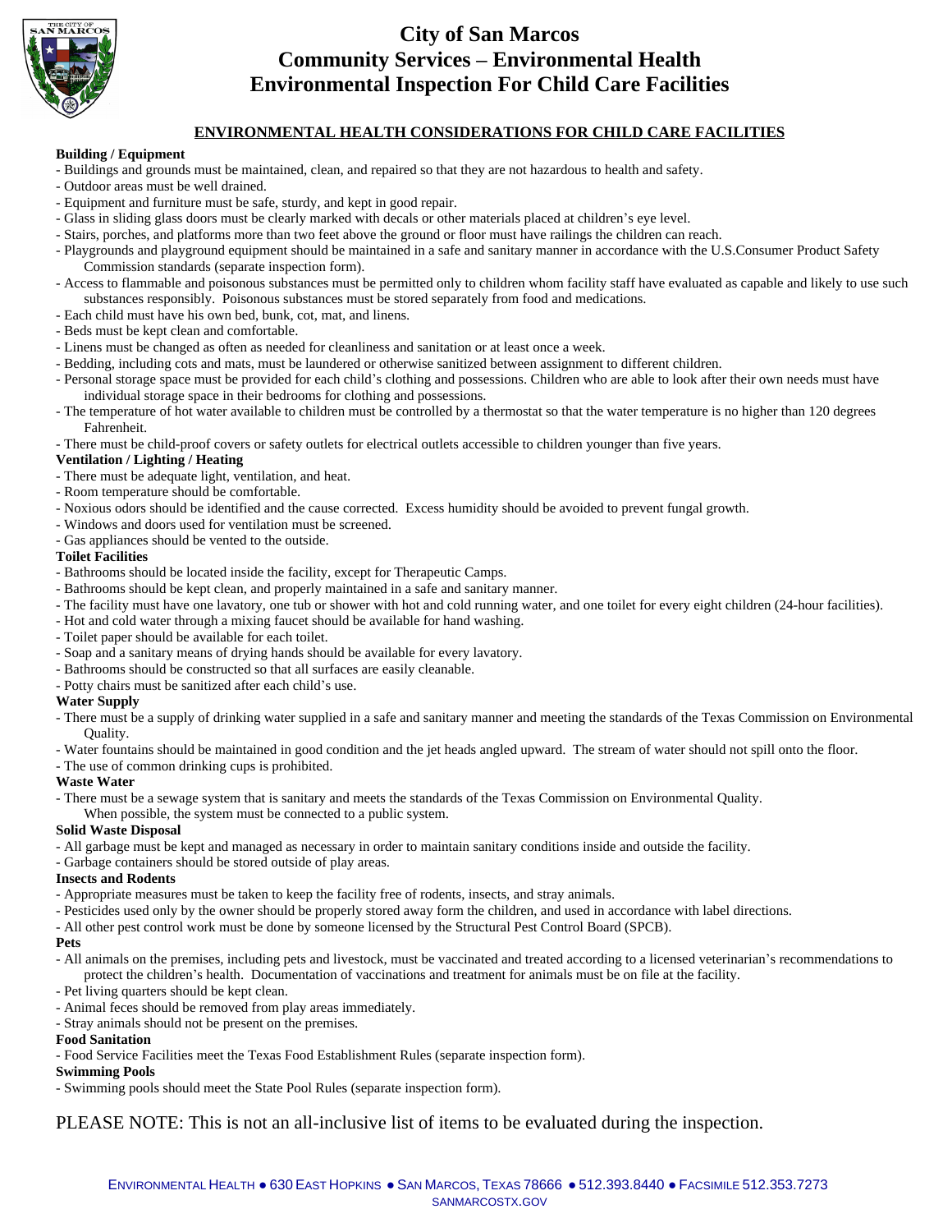# City of San Marcos
# Community Services – Environmental Health
# Environmental Inspection For Child Care Facilities

## ENVIRONMENTAL HEALTH CONSIDERATIONS FOR CHILD CARE FACILITIES

**Building / Equipment**

- Buildings and grounds must be maintained, clean, and repaired so that they are not hazardous to health and safety.
- Outdoor areas must be well drained.
- Equipment and furniture must be safe, sturdy, and kept in good repair.
- Glass in sliding glass doors must be clearly marked with decals or other materials placed at children's eye level.
- Stairs, porches, and platforms more than two feet above the ground or floor must have railings the children can reach.
- Playgrounds and playground equipment should be maintained in a safe and sanitary manner in accordance with the U.S.Consumer Product Safety Commission standards (separate inspection form).
- Access to flammable and poisonous substances must be permitted only to children whom facility staff have evaluated as capable and likely to use such substances responsibly. Poisonous substances must be stored separately from food and medications.
- Each child must have his own bed, bunk, cot, mat, and linens.
- Beds must be kept clean and comfortable.
- Linens must be changed as often as needed for cleanliness and sanitation or at least once a week.
- Bedding, including cots and mats, must be laundered or otherwise sanitized between assignment to different children.
- Personal storage space must be provided for each child's clothing and possessions. Children who are able to look after their own needs must have individual storage space in their bedrooms for clothing and possessions.
- The temperature of hot water available to children must be controlled by a thermostat so that the water temperature is no higher than 120 degrees Fahrenheit.
- There must be child-proof covers or safety outlets for electrical outlets accessible to children younger than five years.

**Ventilation / Lighting / Heating**

- There must be adequate light, ventilation, and heat.
- Room temperature should be comfortable.
- Noxious odors should be identified and the cause corrected. Excess humidity should be avoided to prevent fungal growth.
- Windows and doors used for ventilation must be screened.
- Gas appliances should be vented to the outside.

**Toilet Facilities**

- Bathrooms should be located inside the facility, except for Therapeutic Camps.
- Bathrooms should be kept clean, and properly maintained in a safe and sanitary manner.
- The facility must have one lavatory, one tub or shower with hot and cold running water, and one toilet for every eight children (24-hour facilities).
- Hot and cold water through a mixing faucet should be available for hand washing.
- Toilet paper should be available for each toilet.
- Soap and a sanitary means of drying hands should be available for every lavatory.
- Bathrooms should be constructed so that all surfaces are easily cleanable.
- Potty chairs must be sanitized after each child's use.

**Water Supply**

- There must be a supply of drinking water supplied in a safe and sanitary manner and meeting the standards of the Texas Commission on Environmental Quality.
- Water fountains should be maintained in good condition and the jet heads angled upward. The stream of water should not spill onto the floor.
- The use of common drinking cups is prohibited.

**Waste Water**

- There must be a sewage system that is sanitary and meets the standards of the Texas Commission on Environmental Quality. When possible, the system must be connected to a public system.

**Solid Waste Disposal**

- All garbage must be kept and managed as necessary in order to maintain sanitary conditions inside and outside the facility.
- Garbage containers should be stored outside of play areas.

**Insects and Rodents**

- Appropriate measures must be taken to keep the facility free of rodents, insects, and stray animals.
- Pesticides used only by the owner should be properly stored away form the children, and used in accordance with label directions.
- All other pest control work must be done by someone licensed by the Structural Pest Control Board (SPCB).

**Pets**

- All animals on the premises, including pets and livestock, must be vaccinated and treated according to a licensed veterinarian's recommendations to protect the children's health. Documentation of vaccinations and treatment for animals must be on file at the facility.
- Pet living quarters should be kept clean.
- Animal feces should be removed from play areas immediately.
- Stray animals should not be present on the premises.

**Food Sanitation**

- Food Service Facilities meet the Texas Food Establishment Rules (separate inspection form).

**Swimming Pools**

- Swimming pools should meet the State Pool Rules (separate inspection form).

PLEASE NOTE: This is not an all-inclusive list of items to be evaluated during the inspection.

ENVIRONMENTAL HEALTH ● 630 EAST HOPKINS ● SAN MARCOS, TEXAS 78666 ● 512.393.8440 ● FACSIMILE 512.353.7273
SANMARCOSTX.GOV